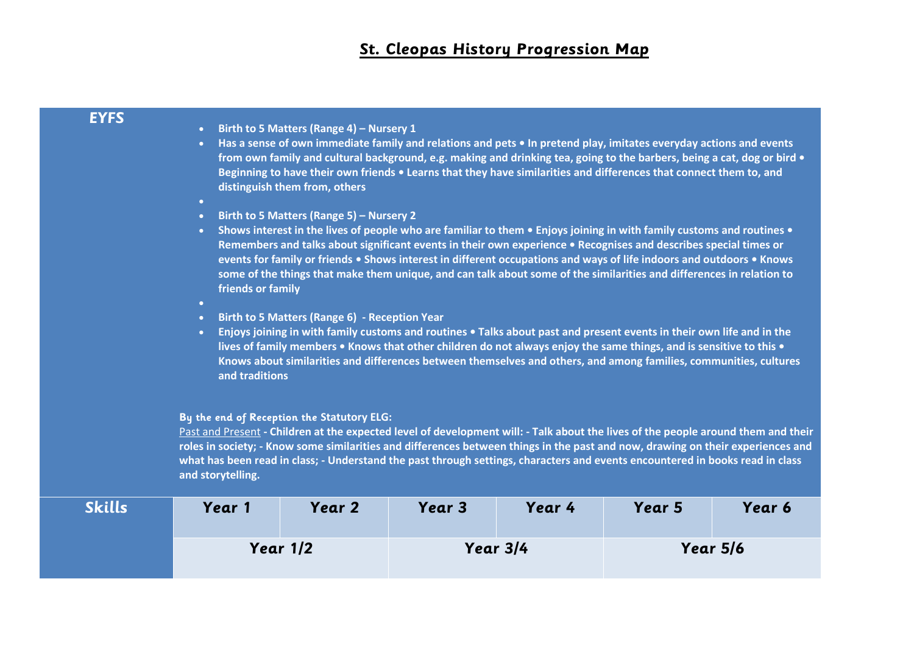# St. Cleopas History Progression Map

## EYFS

- **Birth to 5 Matters (Range 4) – Nursery 1**
- **Has a sense of own immediate family and relations and pets • In pretend play, imitates everyday actions and events from own family and cultural background, e.g. making and drinking tea, going to the barbers, being a cat, dog or bird • Beginning to have their own friends • Learns that they have similarities and differences that connect them to, and distinguish them from, others**
- **Birth to 5 Matters (Range 5) – Nursery 2**
- **Shows interest in the lives of people who are familiar to them • Enjoys joining in with family customs and routines • Remembers and talks about significant events in their own experience • Recognises and describes special times or events for family or friends • Shows interest in different occupations and ways of life indoors and outdoors • Knows some of the things that make them unique, and can talk about some of the similarities and differences in relation to friends or family**
- **Birth to 5 Matters (Range 6) - Reception Year**
- **Enjoys joining in with family customs and routines • Talks about past and present events in their own life and in the lives of family members • Knows that other children do not always enjoy the same things, and is sensitive to this • Knows about similarities and differences between themselves and others, and among families, communities, cultures and traditions**

**By the end of Reception the Statutory ELG:**

Past and Present **- Children at the expected level of development will: - Talk about the lives of the people around them and their roles in society; - Know some similarities and differences between things in the past and now, drawing on their experiences and what has been read in class; - Understand the past through settings, characters and events encountered in books read in class and storytelling.**

| Skills | Year 1 | Year 2 | Year 3 | Year 4 | Year 5 | Year 6 |
|---|---|---|---|---|---|---|
| | Year 1/2 | | Year 3/4 | | Year 5/6 | |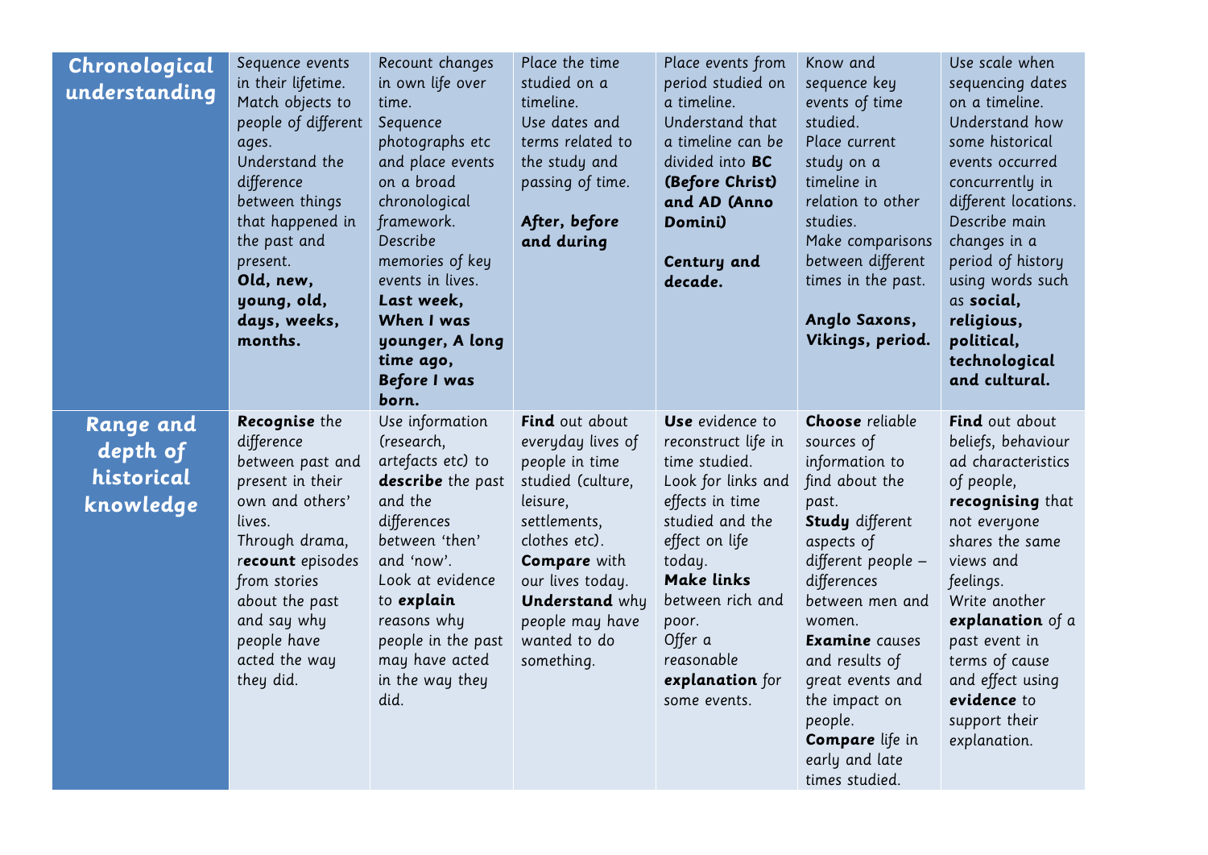| **Chronological understanding** | Sequence events in their lifetime.<br>Match objects to people of different ages.<br>Understand the difference between things that happened in the past and present.<br>**Old, new, young, old, days, weeks, months.** | Recount changes in own life over time.<br>Sequence photographs etc and place events on a broad chronological framework.<br>Describe memories of key events in lives.<br>**Last week, When I was younger, A long time ago, Before I was born.** | Place the time studied on a timeline.<br>Use dates and terms related to the study and passing of time.<br><br>**After, before and during** | Place events from period studied on a timeline.<br>Understand that a timeline can be divided into **BC (Before Christ) and AD (Anno Domini)**<br><br>**Century and decade.** | Know and sequence key events of time studied.<br>Place current study on a timeline in relation to other studies.<br>Make comparisons between different times in the past.<br><br>**Anglo Saxons, Vikings, period.** | Use scale when sequencing dates on a timeline.<br>Understand how some historical events occurred concurrently in different locations.<br>Describe main changes in a period of history using words such as **social, religious, political, technological and cultural.** |
|---|---|---|---|---|---|---|
| **Range and depth of historical knowledge** | **Recognise** the difference between past and present in their own and others' lives.<br>Through drama, r**ecount** episodes from stories about the past and say why people have acted the way they did. | Use information (research, artefacts etc) to **describe** the past and the differences between 'then' and 'now'.<br>Look at evidence to **explain** reasons why people in the past may have acted in the way they did. | **Find** out about everyday lives of people in time studied (culture, leisure, settlements, clothes etc).<br>**Compare** with our lives today.<br>**Understand** why people may have wanted to do something. | **Use** evidence to reconstruct life in time studied.<br>Look for links and effects in time studied and the effect on life today.<br>**Make links** between rich and poor.<br>Offer a reasonable **explanation** for some events. | **Choose** reliable sources of information to find about the past.<br>**Study** different aspects of different people – differences between men and women.<br>**Examine** causes and results of great events and the impact on people.<br>**Compare** life in early and late times studied. | **Find** out about beliefs, behaviour ad characteristics of people, **recognising** that not everyone shares the same views and feelings.<br>Write another **explanation** of a past event in terms of cause and effect using **evidence** to support their explanation. |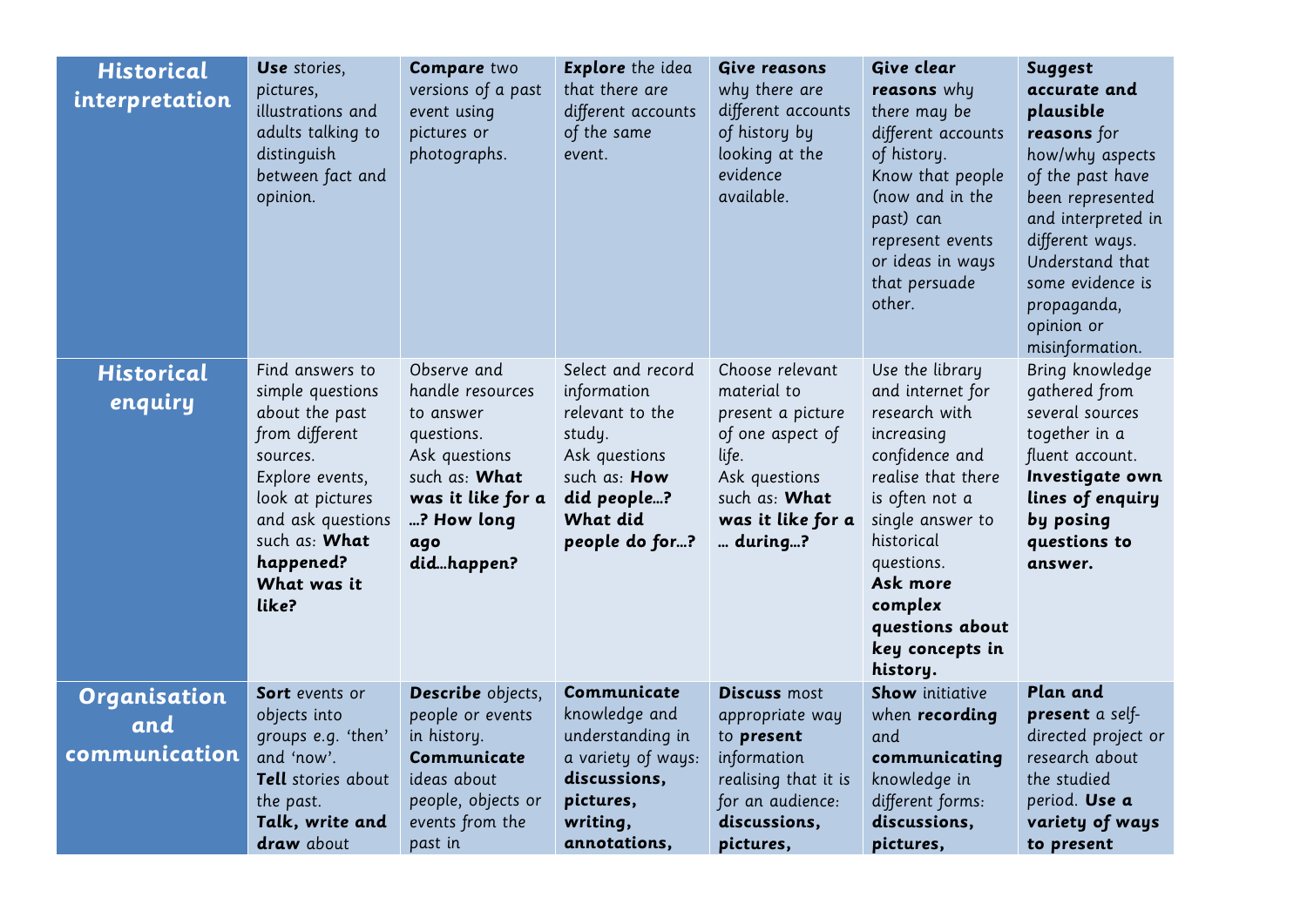| | | | | | | |
|---|---|---|---|---|---|---|
| **Historical interpretation** | **Use** stories, pictures, illustrations and adults talking to distinguish between fact and opinion. | **Compare** two versions of a past event using pictures or photographs. | **Explore** the idea that there are different accounts of the same event. | **Give reasons** why there are different accounts of history by looking at the evidence available. | **Give clear reasons** why there may be different accounts of history. Know that people (now and in the past) can represent events or ideas in ways that persuade other. | **Suggest accurate and plausible reasons** for how/why aspects of the past have been represented and interpreted in different ways. Understand that some evidence is propaganda, opinion or misinformation. |
| **Historical enquiry** | Find answers to simple questions about the past from different sources. Explore events, look at pictures and ask questions such as: **What happened? What was it like?** | Observe and handle resources to answer questions. Ask questions such as: **What was it like for a …? How long ago did…happen?** | Select and record information relevant to the study. Ask questions such as: **How did people…? What did people do for…?** | Choose relevant material to present a picture of one aspect of life. Ask questions such as: **What was it like for a … during…?** | Use the library and internet for research with increasing confidence and realise that there is often not a single answer to historical questions. **Ask more complex questions about key concepts in history.** | Bring knowledge gathered from several sources together in a fluent account. **Investigate own lines of enquiry by posing questions to answer.** |
| **Organisation and communication** | **Sort** events or objects into groups e.g. 'then' and 'now'. **Tell** stories about the past. **Talk, write and draw** about | **Describe** objects, people or events in history. **Communicate** ideas about people, objects or events from the past in | **Communicate** knowledge and understanding in a variety of ways: **discussions, pictures, writing, annotations,** | **Discuss** most appropriate way to **present** information realising that it is for an audience: **discussions, pictures,** | **Show** initiative when **recording** and **communicating** knowledge in different forms: **discussions, pictures,** | **Plan and present** a self-directed project or research about the studied period. **Use a variety of ways to present** |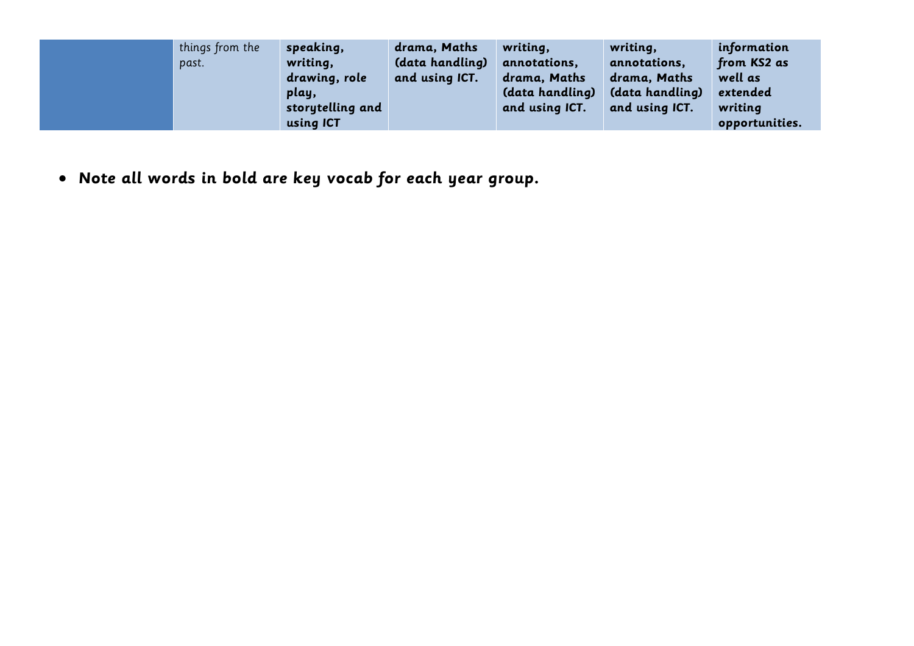| | | | | | | |
|---|---|---|---|---|---|---|
| | *things from the past.* | **speaking, writing, drawing, role play, storytelling and using ICT** | **drama, Maths (data handling) and using ICT.** | **writing, annotations, drama, Maths (data handling) and using ICT.** | **writing, annotations, drama, Maths (data handling) and using ICT.** | **information from KS2 as well as extended writing opportunities.** |

- ***Note all words in bold are key vocab for each year group.***